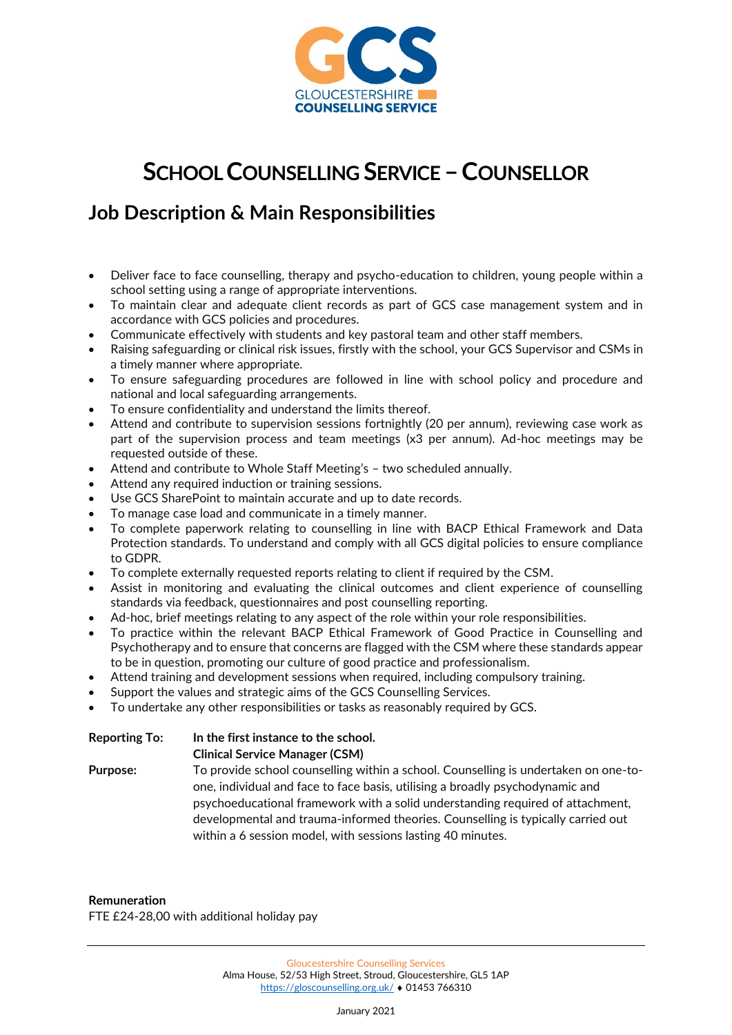GCS

GLOUCESTERSHIRE COUNSELLING SERVICE

# School Counselling Service – Counsellor

## Job Description & Main Responsibilities

- Deliver face to face counselling, therapy and psycho-education to children, young people within a school setting using a range of appropriate interventions.
- To maintain clear and adequate client records as part of GCS case management system and in accordance with GCS policies and procedures.
- Communicate effectively with students and key pastoral team and other staff members.
- Raising safeguarding or clinical risk issues, firstly with the school, your GCS Supervisor and CSMs in a timely manner where appropriate.
- To ensure safeguarding procedures are followed in line with school policy and procedure and national and local safeguarding arrangements.
- To ensure confidentiality and understand the limits thereof.
- Attend and contribute to supervision sessions fortnightly (20 per annum), reviewing case work as part of the supervision process and team meetings (x3 per annum). Ad-hoc meetings may be requested outside of these.
- Attend and contribute to Whole Staff Meeting's – two scheduled annually.
- Attend any required induction or training sessions.
- Use GCS SharePoint to maintain accurate and up to date records.
- To manage case load and communicate in a timely manner.
- To complete paperwork relating to counselling in line with BACP Ethical Framework and Data Protection standards. To understand and comply with all GCS digital policies to ensure compliance to GDPR.
- To complete externally requested reports relating to client if required by the CSM.
- Assist in monitoring and evaluating the clinical outcomes and client experience of counselling standards via feedback, questionnaires and post counselling reporting.
- Ad-hoc, brief meetings relating to any aspect of the role within your role responsibilities.
- To practice within the relevant BACP Ethical Framework of Good Practice in Counselling and Psychotherapy and to ensure that concerns are flagged with the CSM where these standards appear to be in question, promoting our culture of good practice and professionalism.
- Attend training and development sessions when required, including compulsory training.
- Support the values and strategic aims of the GCS Counselling Services.
- To undertake any other responsibilities or tasks as reasonably required by GCS.

**Reporting To:** **In the first instance to the school.**
**Clinical Service Manager (CSM)**

**Purpose:** To provide school counselling within a school. Counselling is undertaken on one-to-one, individual and face to face basis, utilising a broadly psychodynamic and psychoeducational framework with a solid understanding required of attachment, developmental and trauma-informed theories. Counselling is typically carried out within a 6 session model, with sessions lasting 40 minutes.

**Remuneration**

FTE £24-28,00 with additional holiday pay

Gloucestershire Counselling Services
Alma House, 52/53 High Street, Stroud, Gloucestershire, GL5 1AP
https://gloscounselling.org.uk/ ♦ 01453 766310

January 2021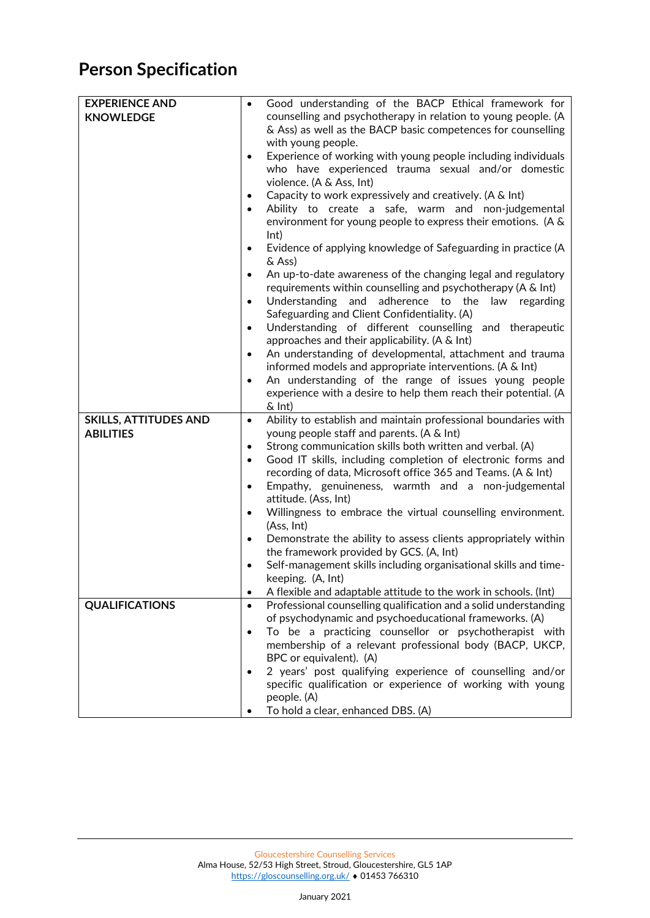# Person Specification

| | |
|---|---|
| **EXPERIENCE AND KNOWLEDGE** | • Good understanding of the BACP Ethical framework for counselling and psychotherapy in relation to young people. (A & Ass) as well as the BACP basic competences for counselling with young people.<br>• Experience of working with young people including individuals who have experienced trauma sexual and/or domestic violence. (A & Ass, Int)<br>• Capacity to work expressively and creatively. (A & Int)<br>• Ability to create a safe, warm and non-judgemental environment for young people to express their emotions. (A & Int)<br>• Evidence of applying knowledge of Safeguarding in practice (A & Ass)<br>• An up-to-date awareness of the changing legal and regulatory requirements within counselling and psychotherapy (A & Int)<br>• Understanding and adherence to the law regarding Safeguarding and Client Confidentiality. (A)<br>• Understanding of different counselling and therapeutic approaches and their applicability. (A & Int)<br>• An understanding of developmental, attachment and trauma informed models and appropriate interventions. (A & Int)<br>• An understanding of the range of issues young people experience with a desire to help them reach their potential. (A & Int) |
| **SKILLS, ATTITUDES AND ABILITIES** | • Ability to establish and maintain professional boundaries with young people staff and parents. (A & Int)<br>• Strong communication skills both written and verbal. (A)<br>• Good IT skills, including completion of electronic forms and recording of data, Microsoft office 365 and Teams. (A & Int)<br>• Empathy, genuineness, warmth and a non-judgemental attitude. (Ass, Int)<br>• Willingness to embrace the virtual counselling environment. (Ass, Int)<br>• Demonstrate the ability to assess clients appropriately within the framework provided by GCS. (A, Int)<br>• Self-management skills including organisational skills and time-keeping. (A, Int)<br>• A flexible and adaptable attitude to the work in schools. (Int) |
| **QUALIFICATIONS** | • Professional counselling qualification and a solid understanding of psychodynamic and psychoeducational frameworks. (A)<br>• To be a practicing counsellor or psychotherapist with membership of a relevant professional body (BACP, UKCP, BPC or equivalent). (A)<br>• 2 years' post qualifying experience of counselling and/or specific qualification or experience of working with young people. (A)<br>• To hold a clear, enhanced DBS. (A) |

Gloucestershire Counselling Services
Alma House, 52/53 High Street, Stroud, Gloucestershire, GL5 1AP
https://gloscounselling.org.uk/ ♦ 01453 766310

January 2021